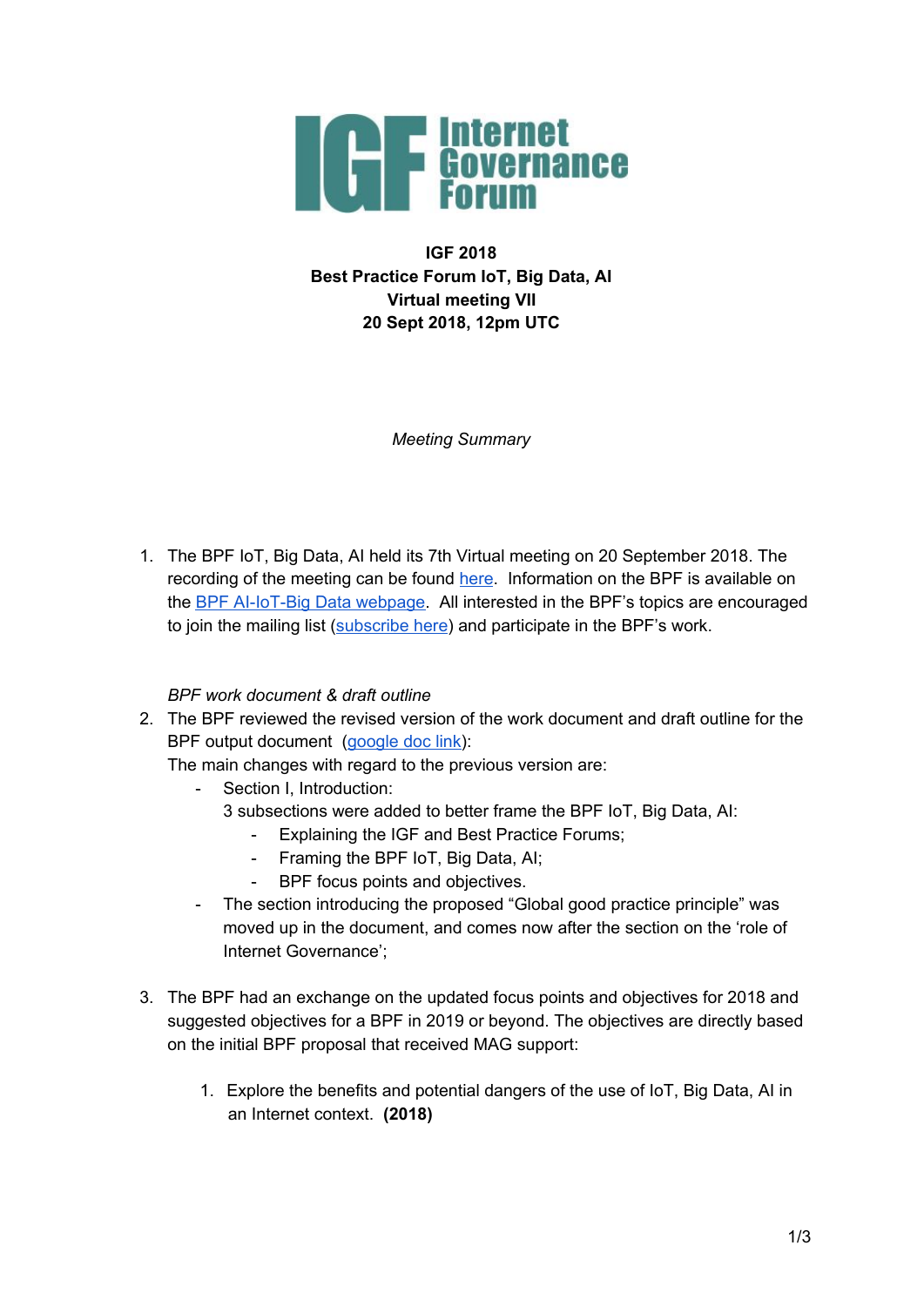**IGF 2018**
**Best Practice Forum IoT, Big Data, AI**
**Virtual meeting VII**
**20 Sept 2018, 12pm UTC**

*Meeting Summary*

1. The BPF IoT, Big Data, AI held its 7th Virtual meeting on 20 September 2018. The recording of the meeting can be found here. Information on the BPF is available on the BPF AI-IoT-Big Data webpage. All interested in the BPF's topics are encouraged to join the mailing list (subscribe here) and participate in the BPF's work.

   *BPF work document & draft outline*

2. The BPF reviewed the revised version of the work document and draft outline for the BPF output document (google doc link):
   The main changes with regard to the previous version are:
   - Section I, Introduction:
     3 subsections were added to better frame the BPF IoT, Big Data, AI:
     - Explaining the IGF and Best Practice Forums;
     - Framing the BPF IoT, Big Data, AI;
     - BPF focus points and objectives.
   - The section introducing the proposed "Global good practice principle" was moved up in the document, and comes now after the section on the 'role of Internet Governance';

3. The BPF had an exchange on the updated focus points and objectives for 2018 and suggested objectives for a BPF in 2019 or beyond. The objectives are directly based on the initial BPF proposal that received MAG support:

   1. Explore the benefits and potential dangers of the use of IoT, Big Data, AI in an Internet context. **(2018)**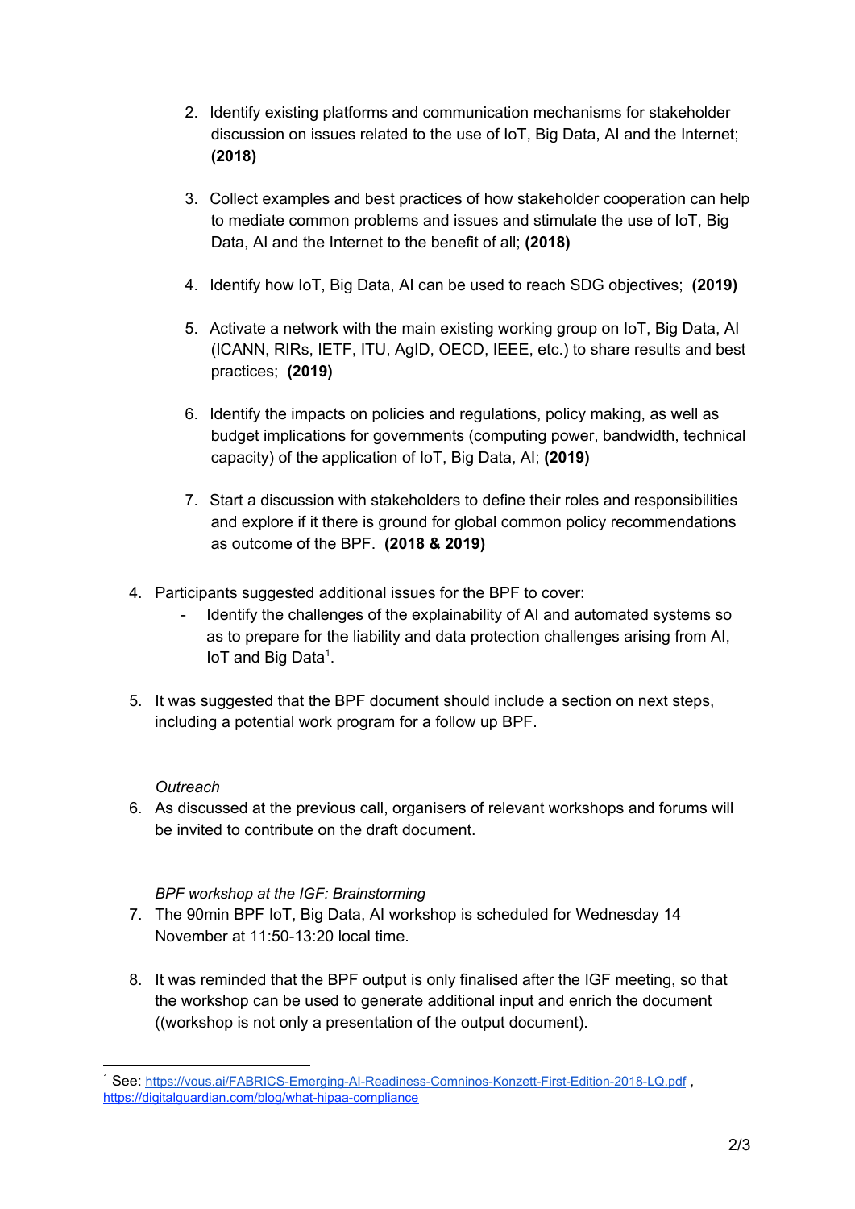2. Identify existing platforms and communication mechanisms for stakeholder discussion on issues related to the use of IoT, Big Data, AI and the Internet; **(2018)**

3. Collect examples and best practices of how stakeholder cooperation can help to mediate common problems and issues and stimulate the use of IoT, Big Data, AI and the Internet to the benefit of all; **(2018)**

4. Identify how IoT, Big Data, AI can be used to reach SDG objectives; **(2019)**

5. Activate a network with the main existing working group on IoT, Big Data, AI (ICANN, RIRs, IETF, ITU, AgID, OECD, IEEE, etc.) to share results and best practices; **(2019)**

6. Identify the impacts on policies and regulations, policy making, as well as budget implications for governments (computing power, bandwidth, technical capacity) of the application of IoT, Big Data, AI; **(2019)**

7. Start a discussion with stakeholders to define their roles and responsibilities and explore if it there is ground for global common policy recommendations as outcome of the BPF. **(2018 & 2019)**

4. Participants suggested additional issues for the BPF to cover:
   - Identify the challenges of the explainability of AI and automated systems so as to prepare for the liability and data protection challenges arising from AI, IoT and Big Data[1].

5. It was suggested that the BPF document should include a section on next steps, including a potential work program for a follow up BPF.

*Outreach*

6. As discussed at the previous call, organisers of relevant workshops and forums will be invited to contribute on the draft document.

*BPF workshop at the IGF: Brainstorming*

7. The 90min BPF IoT, Big Data, AI workshop is scheduled for Wednesday 14 November at 11:50-13:20 local time.

8. It was reminded that the BPF output is only finalised after the IGF meeting, so that the workshop can be used to generate additional input and enrich the document ((workshop is not only a presentation of the output document).

---

[1] See: https://vous.ai/FABRICS-Emerging-AI-Readiness-Comninos-Konzett-First-Edition-2018-LQ.pdf , https://digitalguardian.com/blog/what-hipaa-compliance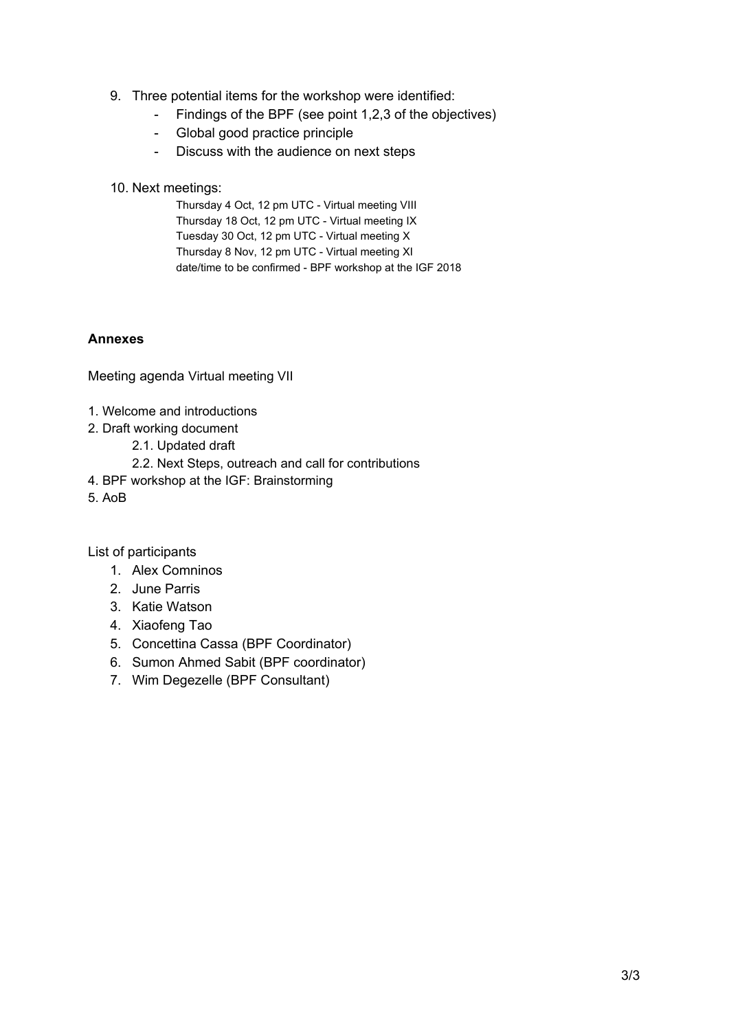9. Three potential items for the workshop were identified:
    - Findings of the BPF (see point 1,2,3 of the objectives)
    - Global good practice principle
    - Discuss with the audience on next steps

10. Next meetings:

    Thursday 4 Oct, 12 pm UTC - Virtual meeting VIII
    Thursday 18 Oct, 12 pm UTC - Virtual meeting IX
    Tuesday 30 Oct, 12 pm UTC - Virtual meeting X
    Thursday 8 Nov, 12 pm UTC - Virtual meeting XI
    date/time to be confirmed - BPF workshop at the IGF 2018

**Annexes**

Meeting agenda Virtual meeting VII

1. Welcome and introductions
2. Draft working document
    2.1. Updated draft
    2.2. Next Steps, outreach and call for contributions
4. BPF workshop at the IGF: Brainstorming
5. AoB

List of participants

1. Alex Comninos
2. June Parris
3. Katie Watson
4. Xiaofeng Tao
5. Concettina Cassa (BPF Coordinator)
6. Sumon Ahmed Sabit (BPF coordinator)
7. Wim Degezelle (BPF Consultant)